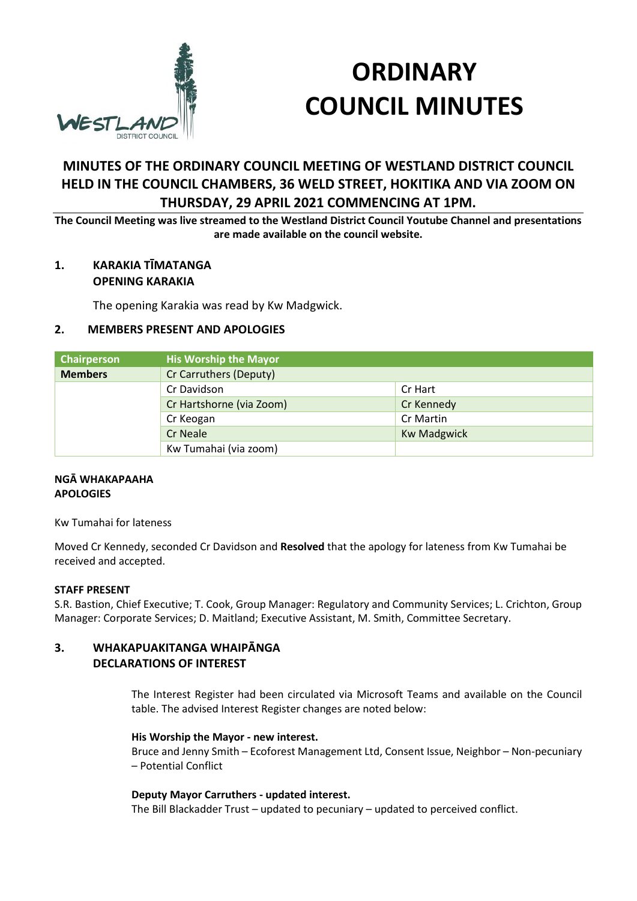# ORDINARY COUNCIL MINUTES

## MINUTES OF THE ORDINARY COUNCIL MEETING OF WESTLAND DISTRICT COUNCIL HELD IN THE COUNCIL CHAMBERS, 36 WELD STREET, HOKITIKA AND VIA ZOOM ON THURSDAY, 29 APRIL 2021 COMMENCING AT 1PM.

**The Council Meeting was live streamed to the Westland District Council Youtube Channel and presentations are made available on the council website.**

### 1. KARAKIA TĪMATANGA OPENING KARAKIA

The opening Karakia was read by Kw Madgwick.

### 2. MEMBERS PRESENT AND APOLOGIES

| Chairperson | His Worship the Mayor | |
|---|---|---|
| **Members** | Cr Carruthers (Deputy) | |
| | Cr Davidson | Cr Hart |
| | Cr Hartshorne (via Zoom) | Cr Kennedy |
| | Cr Keogan | Cr Martin |
| | Cr Neale | Kw Madgwick |
| | Kw Tumahai (via zoom) | |

**NGĀ WHAKAPAAHA**
**APOLOGIES**

Kw Tumahai for lateness

Moved Cr Kennedy, seconded Cr Davidson and **Resolved** that the apology for lateness from Kw Tumahai be received and accepted.

**STAFF PRESENT**
S.R. Bastion, Chief Executive; T. Cook, Group Manager: Regulatory and Community Services; L. Crichton, Group Manager: Corporate Services; D. Maitland; Executive Assistant, M. Smith, Committee Secretary.

### 3. WHAKAPUAKITANGA WHAIPĀNGA DECLARATIONS OF INTEREST

The Interest Register had been circulated via Microsoft Teams and available on the Council table. The advised Interest Register changes are noted below:

**His Worship the Mayor - new interest.**
Bruce and Jenny Smith – Ecoforest Management Ltd, Consent Issue, Neighbor – Non-pecuniary – Potential Conflict

**Deputy Mayor Carruthers - updated interest.**
The Bill Blackadder Trust – updated to pecuniary – updated to perceived conflict.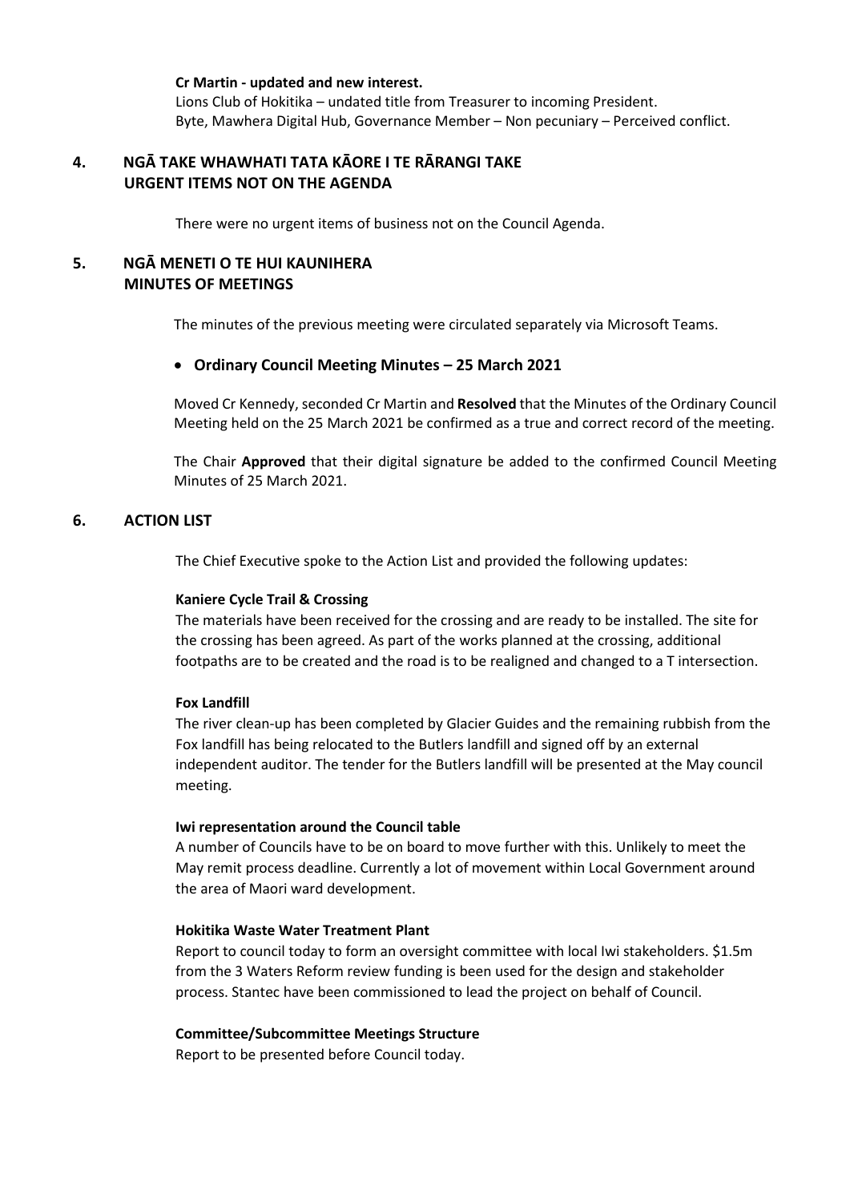**Cr Martin - updated and new interest.**

Lions Club of Hokitika – undated title from Treasurer to incoming President.
Byte, Mawhera Digital Hub, Governance Member – Non pecuniary – Perceived conflict.

## 4. NGĀ TAKE WHAWHATI TATA KĀORE I TE RĀRANGI TAKE URGENT ITEMS NOT ON THE AGENDA

There were no urgent items of business not on the Council Agenda.

## 5. NGĀ MENETI O TE HUI KAUNIHERA MINUTES OF MEETINGS

The minutes of the previous meeting were circulated separately via Microsoft Teams.

- **Ordinary Council Meeting Minutes – 25 March 2021**

Moved Cr Kennedy, seconded Cr Martin and **Resolved** that the Minutes of the Ordinary Council Meeting held on the 25 March 2021 be confirmed as a true and correct record of the meeting.

The Chair **Approved** that their digital signature be added to the confirmed Council Meeting Minutes of 25 March 2021.

## 6. ACTION LIST

The Chief Executive spoke to the Action List and provided the following updates:

**Kaniere Cycle Trail & Crossing**

The materials have been received for the crossing and are ready to be installed. The site for the crossing has been agreed. As part of the works planned at the crossing, additional footpaths are to be created and the road is to be realigned and changed to a T intersection.

**Fox Landfill**

The river clean-up has been completed by Glacier Guides and the remaining rubbish from the Fox landfill has being relocated to the Butlers landfill and signed off by an external independent auditor. The tender for the Butlers landfill will be presented at the May council meeting.

**Iwi representation around the Council table**

A number of Councils have to be on board to move further with this. Unlikely to meet the May remit process deadline. Currently a lot of movement within Local Government around the area of Maori ward development.

**Hokitika Waste Water Treatment Plant**

Report to council today to form an oversight committee with local Iwi stakeholders. $1.5m from the 3 Waters Reform review funding is been used for the design and stakeholder process. Stantec have been commissioned to lead the project on behalf of Council.

**Committee/Subcommittee Meetings Structure**

Report to be presented before Council today.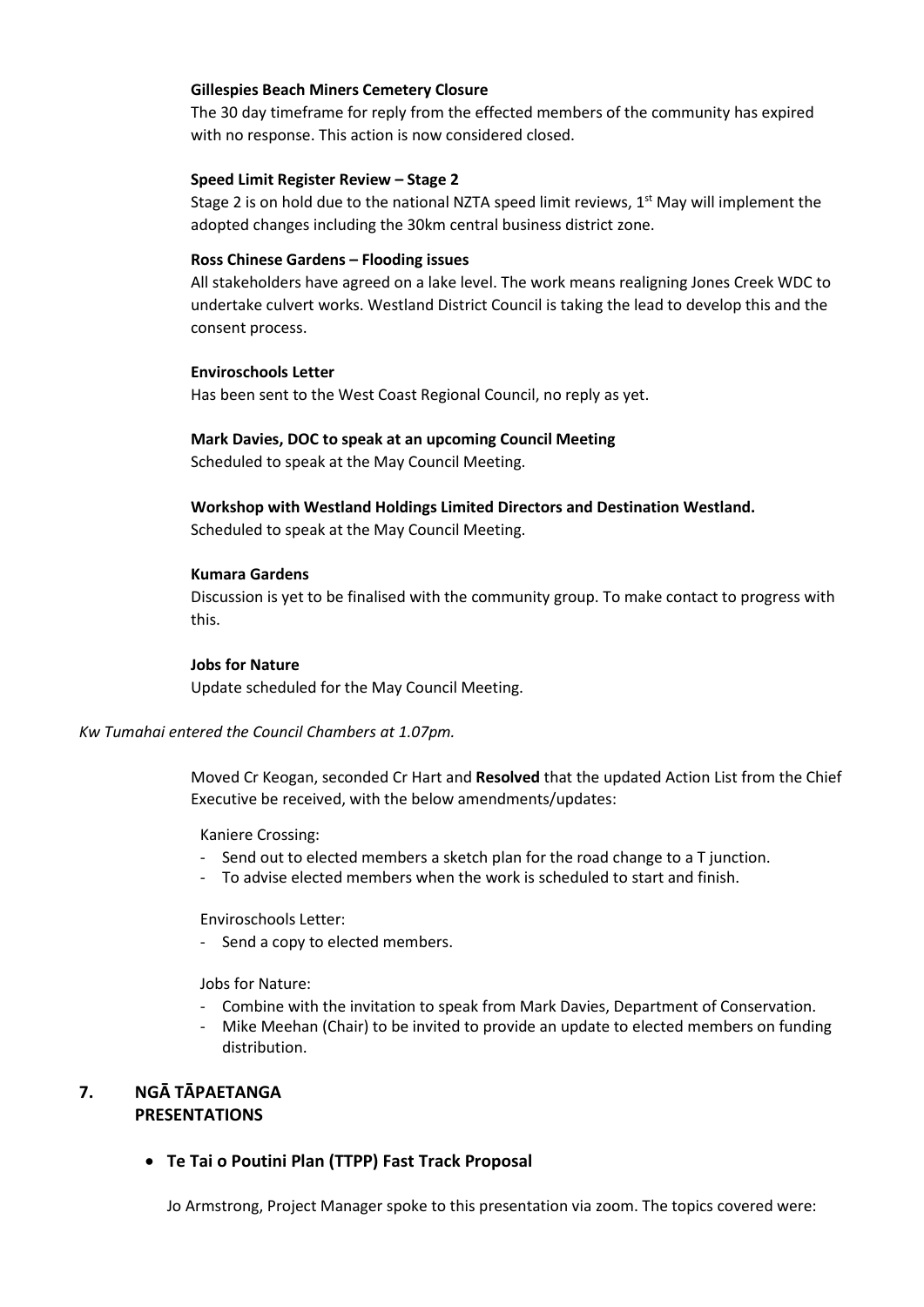**Gillespies Beach Miners Cemetery Closure**

The 30 day timeframe for reply from the effected members of the community has expired with no response. This action is now considered closed.

**Speed Limit Register Review – Stage 2**

Stage 2 is on hold due to the national NZTA speed limit reviews, 1st May will implement the adopted changes including the 30km central business district zone.

**Ross Chinese Gardens – Flooding issues**

All stakeholders have agreed on a lake level. The work means realigning Jones Creek WDC to undertake culvert works. Westland District Council is taking the lead to develop this and the consent process.

**Enviroschools Letter**

Has been sent to the West Coast Regional Council, no reply as yet.

**Mark Davies, DOC to speak at an upcoming Council Meeting**

Scheduled to speak at the May Council Meeting.

**Workshop with Westland Holdings Limited Directors and Destination Westland.**

Scheduled to speak at the May Council Meeting.

**Kumara Gardens**

Discussion is yet to be finalised with the community group. To make contact to progress with this.

**Jobs for Nature**

Update scheduled for the May Council Meeting.

*Kw Tumahai entered the Council Chambers at 1.07pm.*

Moved Cr Keogan, seconded Cr Hart and **Resolved** that the updated Action List from the Chief Executive be received, with the below amendments/updates:

Kaniere Crossing:

- Send out to elected members a sketch plan for the road change to a T junction.
- To advise elected members when the work is scheduled to start and finish.

Enviroschools Letter:

- Send a copy to elected members.

Jobs for Nature:

- Combine with the invitation to speak from Mark Davies, Department of Conservation.
- Mike Meehan (Chair) to be invited to provide an update to elected members on funding distribution.

## 7. NGĀ TĀPAETANGA PRESENTATIONS

- **Te Tai o Poutini Plan (TTPP) Fast Track Proposal**

Jo Armstrong, Project Manager spoke to this presentation via zoom. The topics covered were: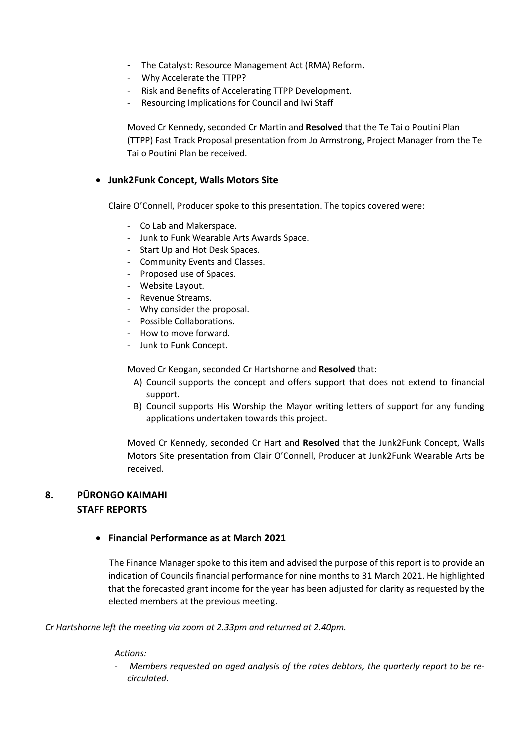- The Catalyst: Resource Management Act (RMA) Reform.
- Why Accelerate the TTPP?
- Risk and Benefits of Accelerating TTPP Development.
- Resourcing Implications for Council and Iwi Staff

Moved Cr Kennedy, seconded Cr Martin and **Resolved** that the Te Tai o Poutini Plan (TTPP) Fast Track Proposal presentation from Jo Armstrong, Project Manager from the Te Tai o Poutini Plan be received.

- **Junk2Funk Concept, Walls Motors Site**

Claire O'Connell, Producer spoke to this presentation. The topics covered were:

- Co Lab and Makerspace.
- Junk to Funk Wearable Arts Awards Space.
- Start Up and Hot Desk Spaces.
- Community Events and Classes.
- Proposed use of Spaces.
- Website Layout.
- Revenue Streams.
- Why consider the proposal.
- Possible Collaborations.
- How to move forward.
- Junk to Funk Concept.

Moved Cr Keogan, seconded Cr Hartshorne and **Resolved** that:

A) Council supports the concept and offers support that does not extend to financial support.
B) Council supports His Worship the Mayor writing letters of support for any funding applications undertaken towards this project.

Moved Cr Kennedy, seconded Cr Hart and **Resolved** that the Junk2Funk Concept, Walls Motors Site presentation from Clair O'Connell, Producer at Junk2Funk Wearable Arts be received.

## 8. PŪRONGO KAIMAHI STAFF REPORTS

- **Financial Performance as at March 2021**

The Finance Manager spoke to this item and advised the purpose of this report is to provide an indication of Councils financial performance for nine months to 31 March 2021. He highlighted that the forecasted grant income for the year has been adjusted for clarity as requested by the elected members at the previous meeting.

*Cr Hartshorne left the meeting via zoom at 2.33pm and returned at 2.40pm.*

*Actions:*

- *Members requested an aged analysis of the rates debtors, the quarterly report to be re-circulated.*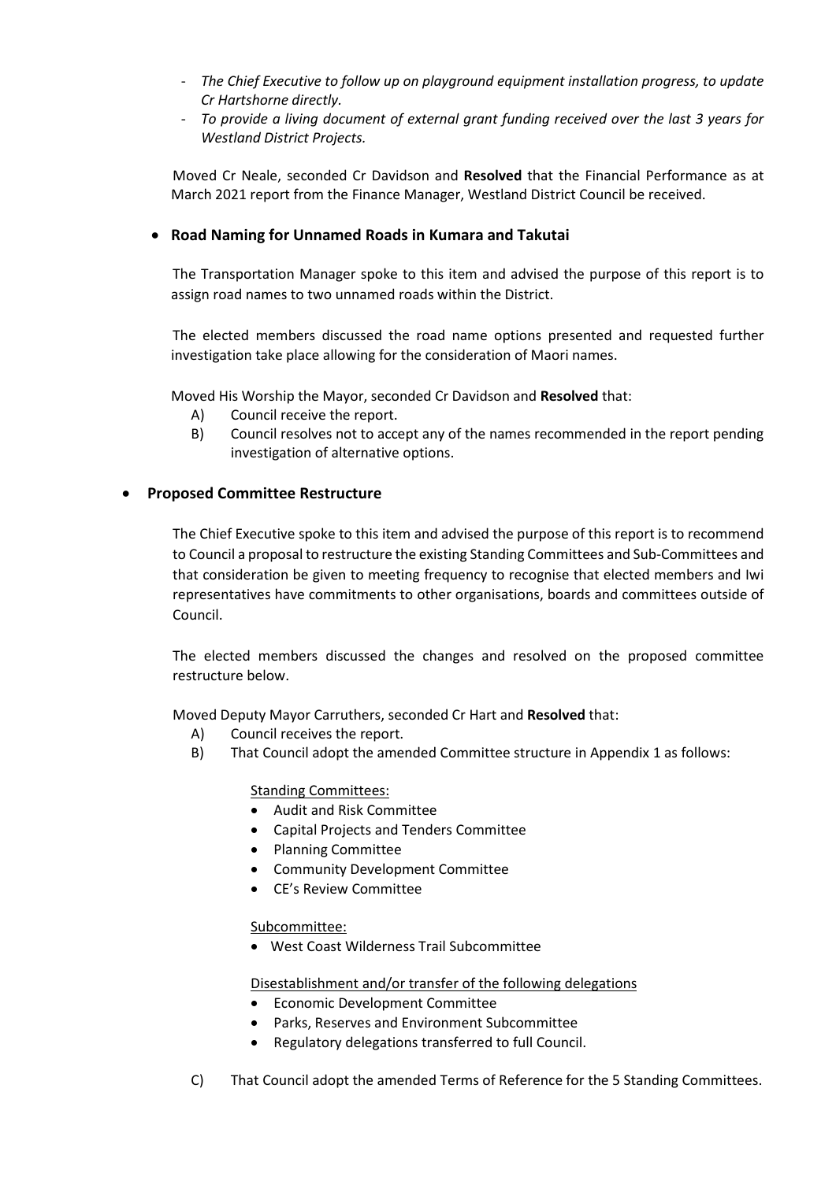- *The Chief Executive to follow up on playground equipment installation progress, to update Cr Hartshorne directly.*
- *To provide a living document of external grant funding received over the last 3 years for Westland District Projects.*

Moved Cr Neale, seconded Cr Davidson and **Resolved** that the Financial Performance as at March 2021 report from the Finance Manager, Westland District Council be received.

- **Road Naming for Unnamed Roads in Kumara and Takutai**

The Transportation Manager spoke to this item and advised the purpose of this report is to assign road names to two unnamed roads within the District.

The elected members discussed the road name options presented and requested further investigation take place allowing for the consideration of Maori names.

Moved His Worship the Mayor, seconded Cr Davidson and **Resolved** that:

A) Council receive the report.

B) Council resolves not to accept any of the names recommended in the report pending investigation of alternative options.

- **Proposed Committee Restructure**

The Chief Executive spoke to this item and advised the purpose of this report is to recommend to Council a proposal to restructure the existing Standing Committees and Sub-Committees and that consideration be given to meeting frequency to recognise that elected members and Iwi representatives have commitments to other organisations, boards and committees outside of Council.

The elected members discussed the changes and resolved on the proposed committee restructure below.

Moved Deputy Mayor Carruthers, seconded Cr Hart and **Resolved** that:

A) Council receives the report.

B) That Council adopt the amended Committee structure in Appendix 1 as follows:

Standing Committees:

- Audit and Risk Committee
- Capital Projects and Tenders Committee
- Planning Committee
- Community Development Committee
- CE's Review Committee

Subcommittee:

- West Coast Wilderness Trail Subcommittee

Disestablishment and/or transfer of the following delegations

- Economic Development Committee
- Parks, Reserves and Environment Subcommittee
- Regulatory delegations transferred to full Council.

C) That Council adopt the amended Terms of Reference for the 5 Standing Committees.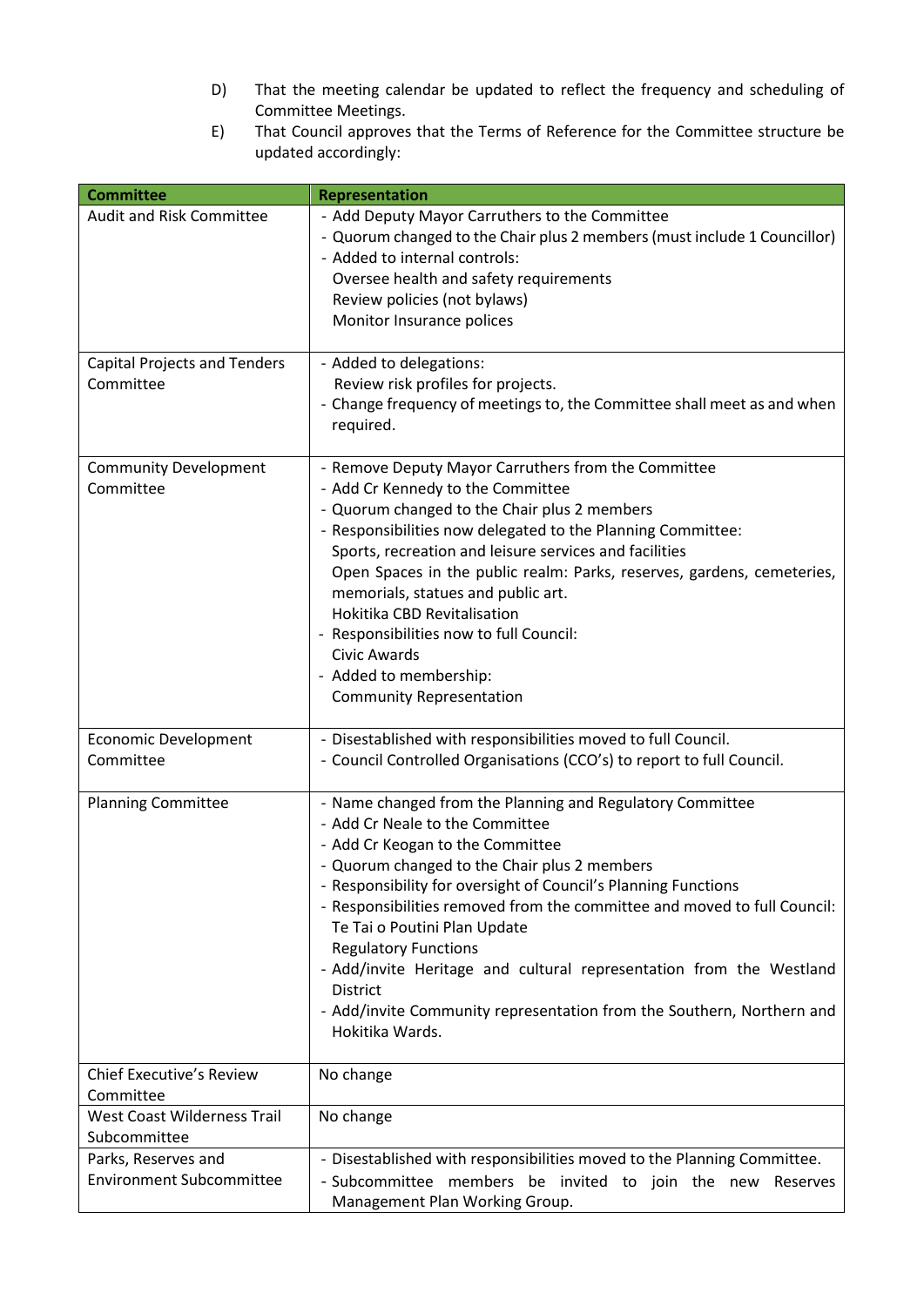D) That the meeting calendar be updated to reflect the frequency and scheduling of Committee Meetings.

E) That Council approves that the Terms of Reference for the Committee structure be updated accordingly:

| Committee | Representation |
|---|---|
| Audit and Risk Committee | - Add Deputy Mayor Carruthers to the Committee<br>- Quorum changed to the Chair plus 2 members (must include 1 Councillor)<br>- Added to internal controls:<br>Oversee health and safety requirements<br>Review policies (not bylaws)<br>Monitor Insurance polices |
| Capital Projects and Tenders Committee | - Added to delegations:<br>Review risk profiles for projects.<br>- Change frequency of meetings to, the Committee shall meet as and when required. |
| Community Development Committee | - Remove Deputy Mayor Carruthers from the Committee<br>- Add Cr Kennedy to the Committee<br>- Quorum changed to the Chair plus 2 members<br>- Responsibilities now delegated to the Planning Committee:<br>Sports, recreation and leisure services and facilities<br>Open Spaces in the public realm: Parks, reserves, gardens, cemeteries, memorials, statues and public art.<br>Hokitika CBD Revitalisation<br>- Responsibilities now to full Council:<br>Civic Awards<br>- Added to membership:<br>Community Representation |
| Economic Development Committee | - Disestablished with responsibilities moved to full Council.<br>- Council Controlled Organisations (CCO's) to report to full Council. |
| Planning Committee | - Name changed from the Planning and Regulatory Committee<br>- Add Cr Neale to the Committee<br>- Add Cr Keogan to the Committee<br>- Quorum changed to the Chair plus 2 members<br>- Responsibility for oversight of Council's Planning Functions<br>- Responsibilities removed from the committee and moved to full Council:<br>Te Tai o Poutini Plan Update<br>Regulatory Functions<br>- Add/invite Heritage and cultural representation from the Westland District<br>- Add/invite Community representation from the Southern, Northern and Hokitika Wards. |
| Chief Executive's Review Committee | No change |
| West Coast Wilderness Trail Subcommittee | No change |
| Parks, Reserves and Environment Subcommittee | - Disestablished with responsibilities moved to the Planning Committee.<br>- Subcommittee members be invited to join the new Reserves Management Plan Working Group. |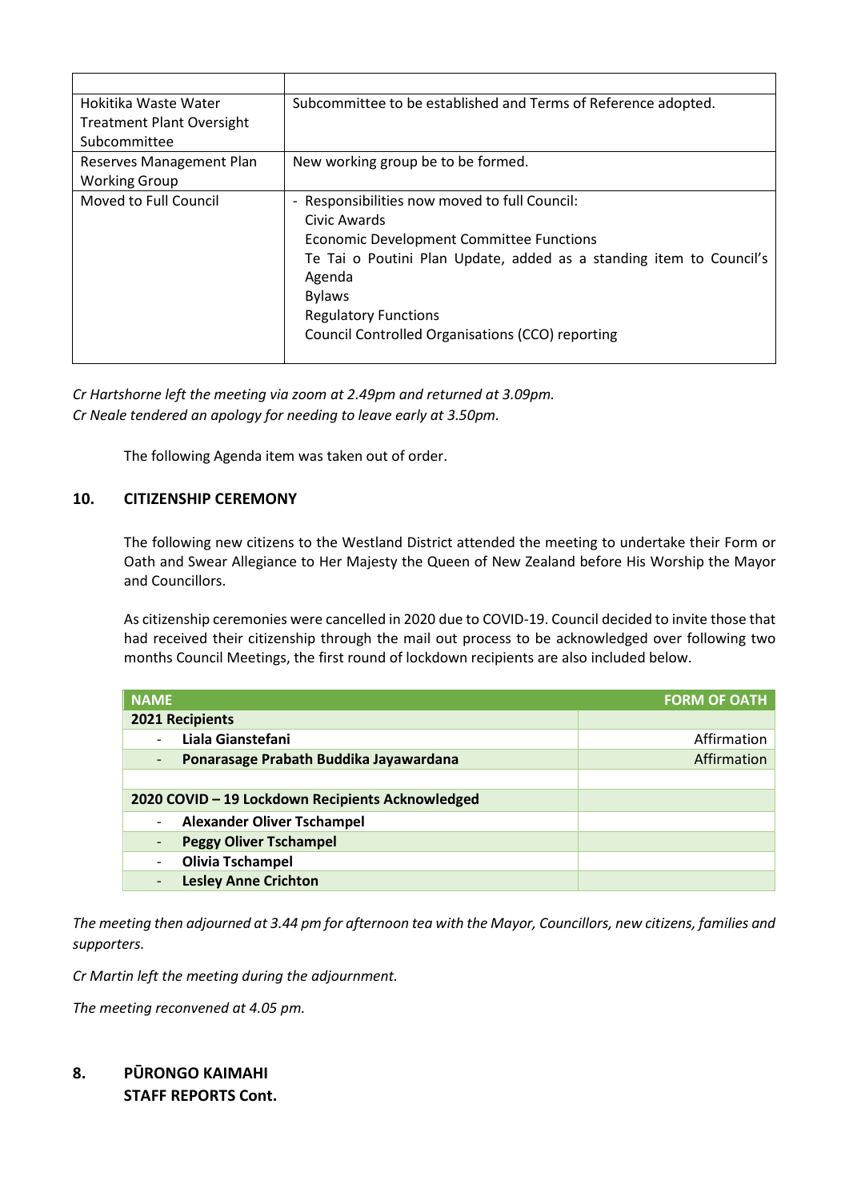| | |
|---|---|
| Hokitika Waste Water Treatment Plant Oversight Subcommittee | Subcommittee to be established and Terms of Reference adopted. |
| Reserves Management Plan Working Group | New working group be to be formed. |
| Moved to Full Council | - Responsibilities now moved to full Council:<br>Civic Awards<br>Economic Development Committee Functions<br>Te Tai o Poutini Plan Update, added as a standing item to Council's Agenda<br>Bylaws<br>Regulatory Functions<br>Council Controlled Organisations (CCO) reporting |

*Cr Hartshorne left the meeting via zoom at 2.49pm and returned at 3.09pm.*
*Cr Neale tendered an apology for needing to leave early at 3.50pm.*

The following Agenda item was taken out of order.

## 10. CITIZENSHIP CEREMONY

The following new citizens to the Westland District attended the meeting to undertake their Form or Oath and Swear Allegiance to Her Majesty the Queen of New Zealand before His Worship the Mayor and Councillors.

As citizenship ceremonies were cancelled in 2020 due to COVID-19. Council decided to invite those that had received their citizenship through the mail out process to be acknowledged over following two months Council Meetings, the first round of lockdown recipients are also included below.

| NAME | FORM OF OATH |
|---|---|
| **2021 Recipients** | |
| - **Liala Gianstefani** | Affirmation |
| - **Ponarasage Prabath Buddika Jayawardana** | Affirmation |
| | |
| **2020 COVID – 19 Lockdown Recipients Acknowledged** | |
| - **Alexander Oliver Tschampel** | |
| - **Peggy Oliver Tschampel** | |
| - **Olivia Tschampel** | |
| - **Lesley Anne Crichton** | |

*The meeting then adjourned at 3.44 pm for afternoon tea with the Mayor, Councillors, new citizens, families and supporters.*

*Cr Martin left the meeting during the adjournment.*

*The meeting reconvened at 4.05 pm.*

## 8. PŪRONGO KAIMAHI STAFF REPORTS Cont.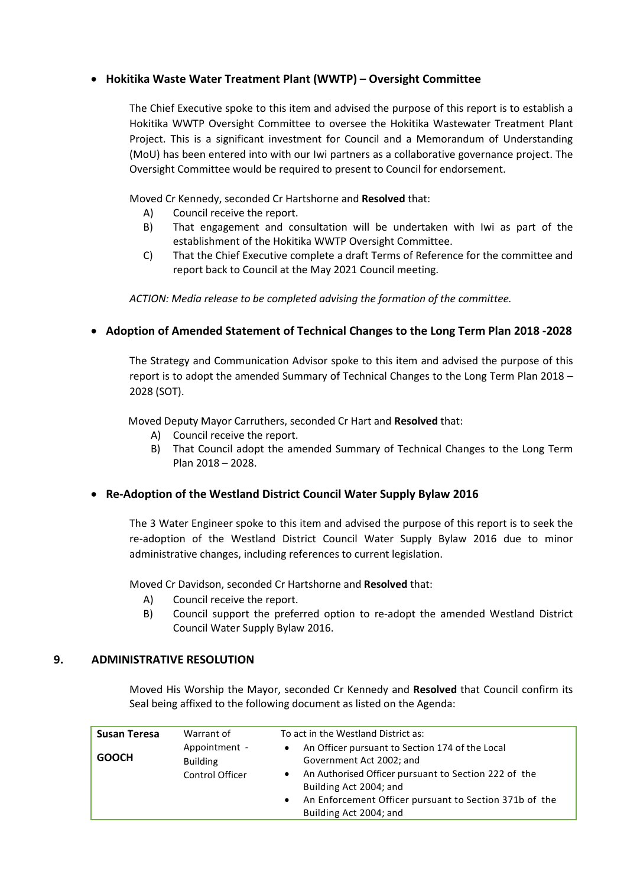- **Hokitika Waste Water Treatment Plant (WWTP) – Oversight Committee**

  The Chief Executive spoke to this item and advised the purpose of this report is to establish a Hokitika WWTP Oversight Committee to oversee the Hokitika Wastewater Treatment Plant Project. This is a significant investment for Council and a Memorandum of Understanding (MoU) has been entered into with our Iwi partners as a collaborative governance project. The Oversight Committee would be required to present to Council for endorsement.

  Moved Cr Kennedy, seconded Cr Hartshorne and **Resolved** that:

  A) Council receive the report.
  B) That engagement and consultation will be undertaken with Iwi as part of the establishment of the Hokitika WWTP Oversight Committee.
  C) That the Chief Executive complete a draft Terms of Reference for the committee and report back to Council at the May 2021 Council meeting.

  *ACTION: Media release to be completed advising the formation of the committee.*

- **Adoption of Amended Statement of Technical Changes to the Long Term Plan 2018 -2028**

  The Strategy and Communication Advisor spoke to this item and advised the purpose of this report is to adopt the amended Summary of Technical Changes to the Long Term Plan 2018 – 2028 (SOT).

  Moved Deputy Mayor Carruthers, seconded Cr Hart and **Resolved** that:

  A) Council receive the report.
  B) That Council adopt the amended Summary of Technical Changes to the Long Term Plan 2018 – 2028.

- **Re-Adoption of the Westland District Council Water Supply Bylaw 2016**

  The 3 Water Engineer spoke to this item and advised the purpose of this report is to seek the re-adoption of the Westland District Council Water Supply Bylaw 2016 due to minor administrative changes, including references to current legislation.

  Moved Cr Davidson, seconded Cr Hartshorne and **Resolved** that:

  A) Council receive the report.
  B) Council support the preferred option to re-adopt the amended Westland District Council Water Supply Bylaw 2016.

## 9. ADMINISTRATIVE RESOLUTION

Moved His Worship the Mayor, seconded Cr Kennedy and **Resolved** that Council confirm its Seal being affixed to the following document as listed on the Agenda:

| **Susan Teresa GOOCH** | Warrant of Appointment - Building Control Officer | To act in the Westland District as:<br>• An Officer pursuant to Section 174 of the Local Government Act 2002; and<br>• An Authorised Officer pursuant to Section 222 of the Building Act 2004; and<br>• An Enforcement Officer pursuant to Section 371b of the Building Act 2004; and |
|---|---|---|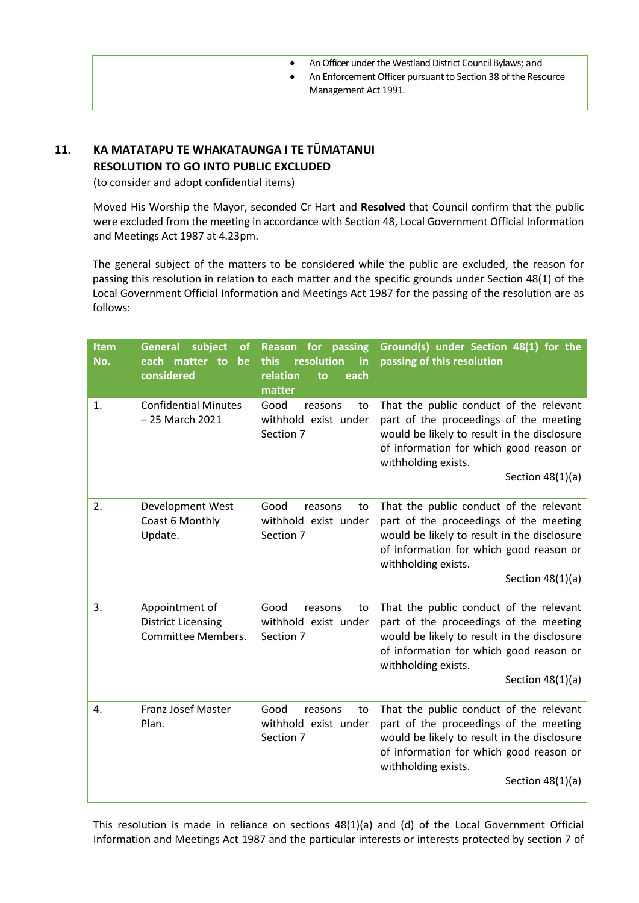| | • An Officer under the Westland District Council Bylaws; and<br>• An Enforcement Officer pursuant to Section 38 of the Resource Management Act 1991. |
|---|---|

## 11. KA MATATAPU TE WHAKATAUNGA I TE TŪMATANUI RESOLUTION TO GO INTO PUBLIC EXCLUDED

(to consider and adopt confidential items)

Moved His Worship the Mayor, seconded Cr Hart and **Resolved** that Council confirm that the public were excluded from the meeting in accordance with Section 48, Local Government Official Information and Meetings Act 1987 at 4.23pm.

The general subject of the matters to be considered while the public are excluded, the reason for passing this resolution in relation to each matter and the specific grounds under Section 48(1) of the Local Government Official Information and Meetings Act 1987 for the passing of the resolution are as follows:

| Item No. | General subject of each matter to be considered | Reason for passing this resolution in relation to each matter | Ground(s) under Section 48(1) for the passing of this resolution |
|---|---|---|---|
| 1. | Confidential Minutes – 25 March 2021 | Good reasons to withhold exist under Section 7 | That the public conduct of the relevant part of the proceedings of the meeting would be likely to result in the disclosure of information for which good reason or withholding exists. Section 48(1)(a) |
| 2. | Development West Coast 6 Monthly Update. | Good reasons to withhold exist under Section 7 | That the public conduct of the relevant part of the proceedings of the meeting would be likely to result in the disclosure of information for which good reason or withholding exists. Section 48(1)(a) |
| 3. | Appointment of District Licensing Committee Members. | Good reasons to withhold exist under Section 7 | That the public conduct of the relevant part of the proceedings of the meeting would be likely to result in the disclosure of information for which good reason or withholding exists. Section 48(1)(a) |
| 4. | Franz Josef Master Plan. | Good reasons to withhold exist under Section 7 | That the public conduct of the relevant part of the proceedings of the meeting would be likely to result in the disclosure of information for which good reason or withholding exists. Section 48(1)(a) |

This resolution is made in reliance on sections 48(1)(a) and (d) of the Local Government Official Information and Meetings Act 1987 and the particular interests or interests protected by section 7 of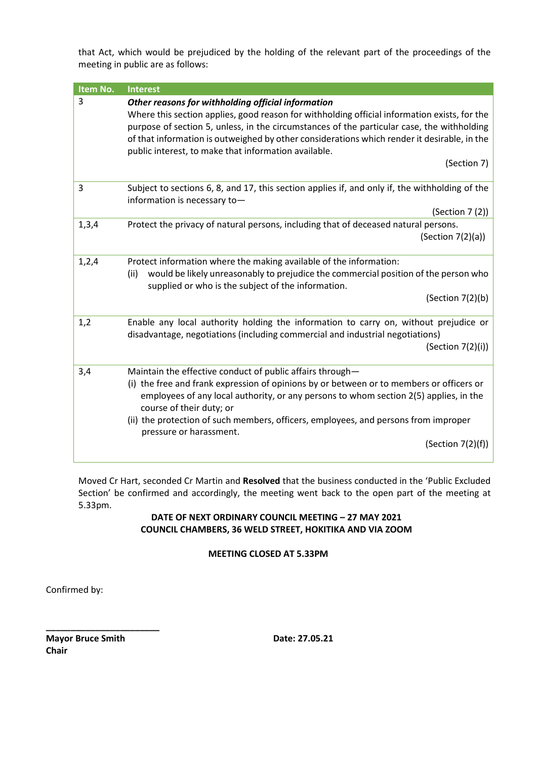that Act, which would be prejudiced by the holding of the relevant part of the proceedings of the meeting in public are as follows:

| Item No. | Interest |
|---|---|
| 3 | ***Other reasons for withholding official information*** Where this section applies, good reason for withholding official information exists, for the purpose of section 5, unless, in the circumstances of the particular case, the withholding of that information is outweighed by other considerations which render it desirable, in the public interest, to make that information available. (Section 7) |
| 3 | Subject to sections 6, 8, and 17, this section applies if, and only if, the withholding of the information is necessary to— (Section 7 (2)) |
| 1,3,4 | Protect the privacy of natural persons, including that of deceased natural persons. (Section 7(2)(a)) |
| 1,2,4 | Protect information where the making available of the information: (ii) would be likely unreasonably to prejudice the commercial position of the person who supplied or who is the subject of the information. (Section 7(2)(b) |
| 1,2 | Enable any local authority holding the information to carry on, without prejudice or disadvantage, negotiations (including commercial and industrial negotiations) (Section 7(2)(i)) |
| 3,4 | Maintain the effective conduct of public affairs through— (i) the free and frank expression of opinions by or between or to members or officers or employees of any local authority, or any persons to whom section 2(5) applies, in the course of their duty; or (ii) the protection of such members, officers, employees, and persons from improper pressure or harassment. (Section 7(2)(f)) |

Moved Cr Hart, seconded Cr Martin and **Resolved** that the business conducted in the 'Public Excluded Section' be confirmed and accordingly, the meeting went back to the open part of the meeting at 5.33pm.

**DATE OF NEXT ORDINARY COUNCIL MEETING – 27 MAY 2021**
**COUNCIL CHAMBERS, 36 WELD STREET, HOKITIKA AND VIA ZOOM**

**MEETING CLOSED AT 5.33PM**

Confirmed by:

\_\_\_\_\_\_\_\_\_\_\_\_\_\_\_\_\_\_\_\_\_\_\_\_

**Mayor Bruce Smith**
**Chair**

**Date: 27.05.21**